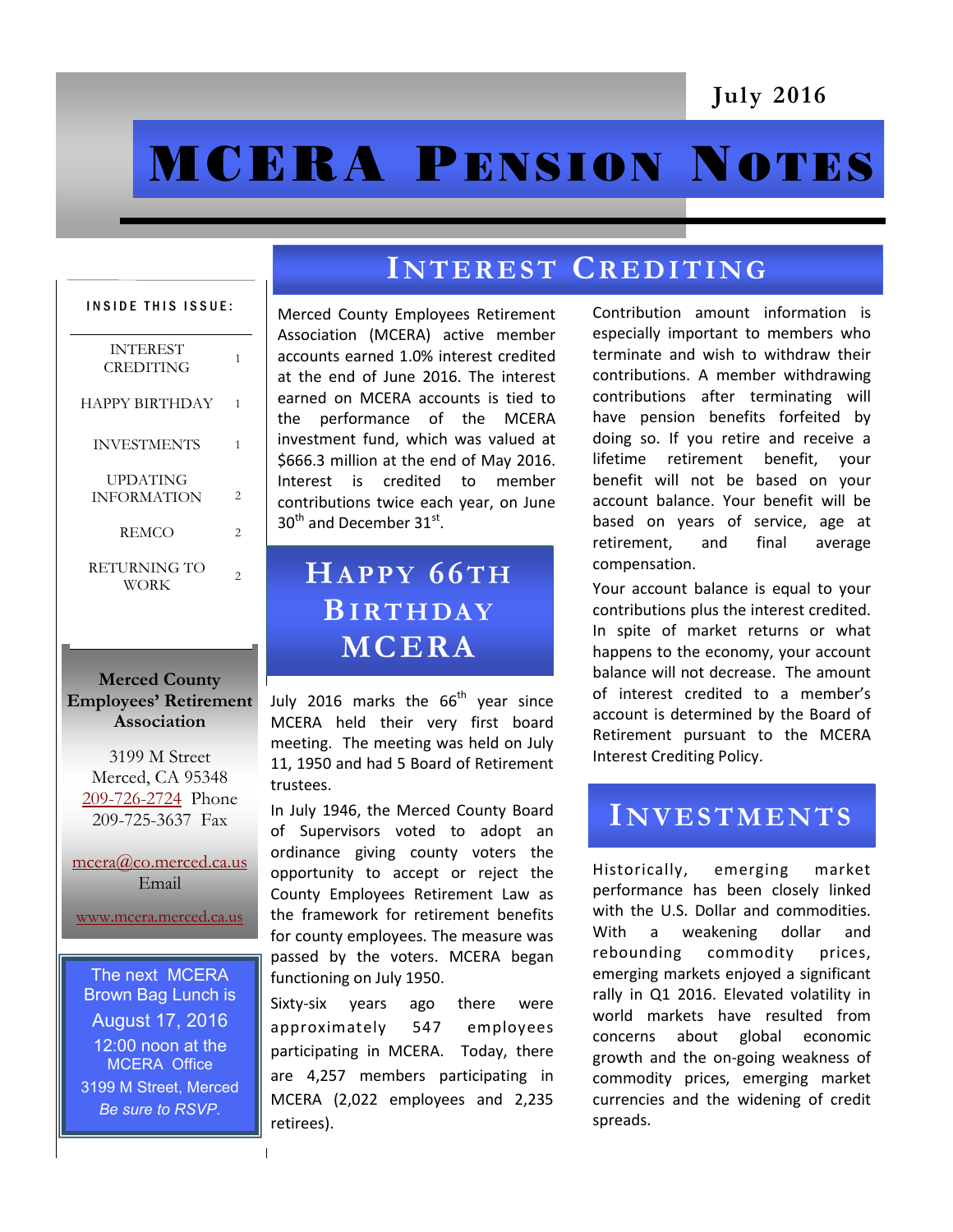July 2016

# MCERA Pension Notes

**INSIDE THIS ISSUE:**

| | |
|---|---|
| INTEREST CREDITING | 1 |
| HAPPY BIRTHDAY | 1 |
| INVESTMENTS | 1 |
| UPDATING INFORMATION | 2 |
| REMCO | 2 |
| RETURNING TO WORK | 2 |

**Merced County Employees' Retirement Association**

3199 M Street
Merced, CA 95348
209-726-2724 Phone
209-725-3637 Fax

mcera@co.merced.ca.us
Email

www.mcera.merced.ca.us

The next MCERA Brown Bag Lunch is
August 17, 2016
12:00 noon at the MCERA Office
3199 M Street, Merced
*Be sure to RSVP.*

## Interest Crediting

Merced County Employees Retirement Association (MCERA) active member accounts earned 1.0% interest credited at the end of June 2016. The interest earned on MCERA accounts is tied to the performance of the MCERA investment fund, which was valued at $666.3 million at the end of May 2016. Interest is credited to member contributions twice each year, on June 30th and December 31st.

Contribution amount information is especially important to members who terminate and wish to withdraw their contributions. A member withdrawing contributions after terminating will have pension benefits forfeited by doing so. If you retire and receive a lifetime retirement benefit, your benefit will not be based on your account balance. Your benefit will be based on years of service, age at retirement, and final average compensation.

Your account balance is equal to your contributions plus the interest credited. In spite of market returns or what happens to the economy, your account balance will not decrease. The amount of interest credited to a member's account is determined by the Board of Retirement pursuant to the MCERA Interest Crediting Policy.

## Happy 66th Birthday MCERA

July 2016 marks the 66th year since MCERA held their very first board meeting. The meeting was held on July 11, 1950 and had 5 Board of Retirement trustees.

In July 1946, the Merced County Board of Supervisors voted to adopt an ordinance giving county voters the opportunity to accept or reject the County Employees Retirement Law as the framework for retirement benefits for county employees. The measure was passed by the voters. MCERA began functioning on July 1950.

Sixty-six years ago there were approximately 547 employees participating in MCERA. Today, there are 4,257 members participating in MCERA (2,022 employees and 2,235 retirees).

## Investments

Historically, emerging market performance has been closely linked with the U.S. Dollar and commodities. With a weakening dollar and rebounding commodity prices, emerging markets enjoyed a significant rally in Q1 2016. Elevated volatility in world markets have resulted from concerns about global economic growth and the on-going weakness of commodity prices, emerging market currencies and the widening of credit spreads.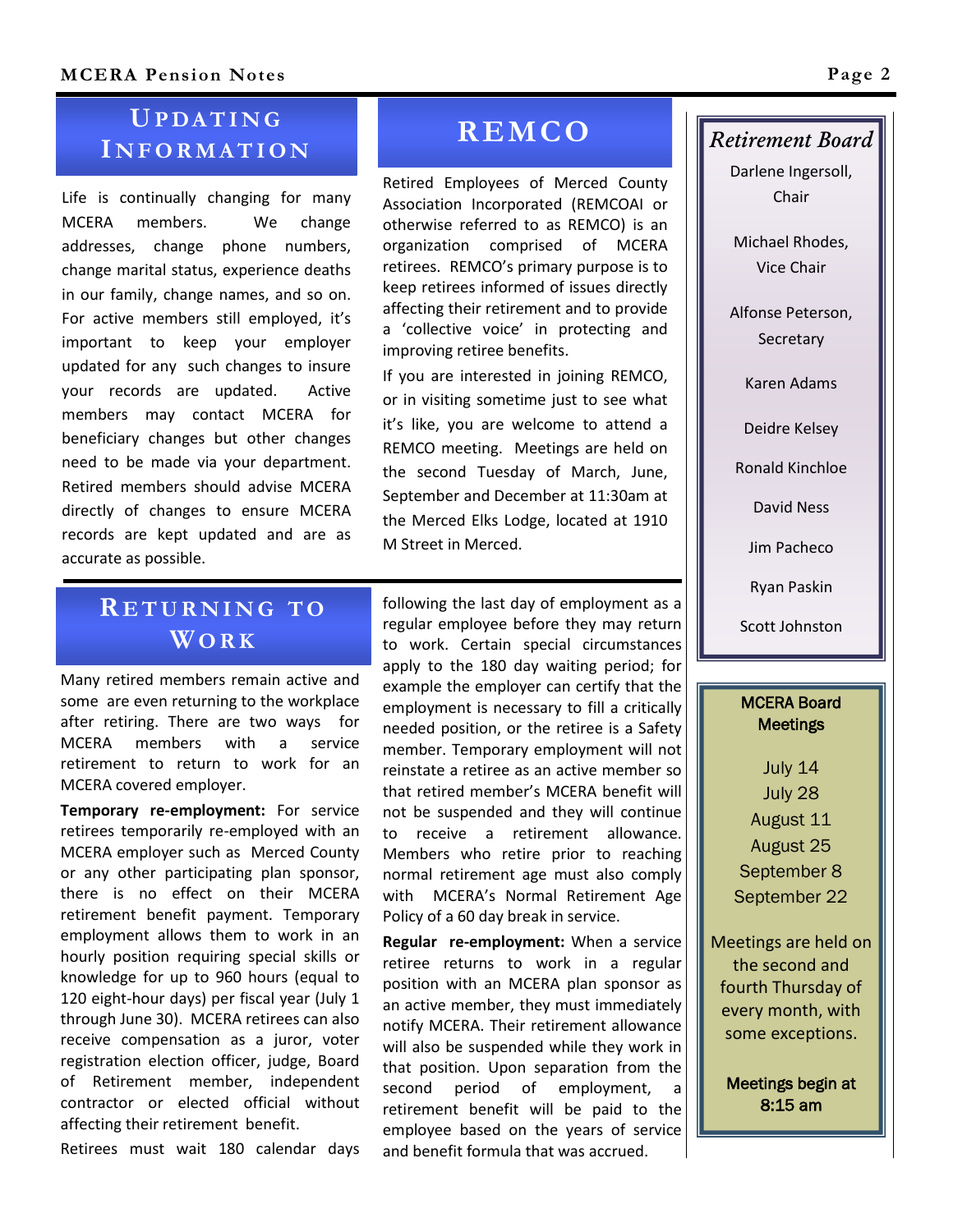## Updating Information

Life is continually changing for many MCERA members. We change addresses, change phone numbers, change marital status, experience deaths in our family, change names, and so on. For active members still employed, it's important to keep your employer updated for any such changes to insure your records are updated. Active members may contact MCERA for beneficiary changes but other changes need to be made via your department. Retired members should advise MCERA directly of changes to ensure MCERA records are kept updated and are as accurate as possible.

## REMCO

Retired Employees of Merced County Association Incorporated (REMCOAI or otherwise referred to as REMCO) is an organization comprised of MCERA retirees. REMCO's primary purpose is to keep retirees informed of issues directly affecting their retirement and to provide a 'collective voice' in protecting and improving retiree benefits.

If you are interested in joining REMCO, or in visiting sometime just to see what it's like, you are welcome to attend a REMCO meeting. Meetings are held on the second Tuesday of March, June, September and December at 11:30am at the Merced Elks Lodge, located at 1910 M Street in Merced.

## Returning to Work

Many retired members remain active and some are even returning to the workplace after retiring. There are two ways for MCERA members with a service retirement to return to work for an MCERA covered employer.

**Temporary re-employment:** For service retirees temporarily re-employed with an MCERA employer such as Merced County or any other participating plan sponsor, there is no effect on their MCERA retirement benefit payment. Temporary employment allows them to work in an hourly position requiring special skills or knowledge for up to 960 hours (equal to 120 eight-hour days) per fiscal year (July 1 through June 30). MCERA retirees can also receive compensation as a juror, voter registration election officer, judge, Board of Retirement member, independent contractor or elected official without affecting their retirement benefit.

Retirees must wait 180 calendar days following the last day of employment as a regular employee before they may return to work. Certain special circumstances apply to the 180 day waiting period; for example the employer can certify that the employment is necessary to fill a critically needed position, or the retiree is a Safety member. Temporary employment will not reinstate a retiree as an active member so that retired member's MCERA benefit will not be suspended and they will continue to receive a retirement allowance. Members who retire prior to reaching normal retirement age must also comply with MCERA's Normal Retirement Age Policy of a 60 day break in service.

**Regular re-employment:** When a service retiree returns to work in a regular position with an MCERA plan sponsor as an active member, they must immediately notify MCERA. Their retirement allowance will also be suspended while they work in that position. Upon separation from the second period of employment, a retirement benefit will be paid to the employee based on the years of service and benefit formula that was accrued.

### *Retirement Board*

Darlene Ingersoll, Chair

Michael Rhodes, Vice Chair

Alfonse Peterson, Secretary

Karen Adams

Deidre Kelsey

Ronald Kinchloe

David Ness

Jim Pacheco

Ryan Paskin

Scott Johnston

### MCERA Board Meetings

July 14
July 28
August 11
August 25
September 8
September 22

Meetings are held on the second and fourth Thursday of every month, with some exceptions.

**Meetings begin at 8:15 am**